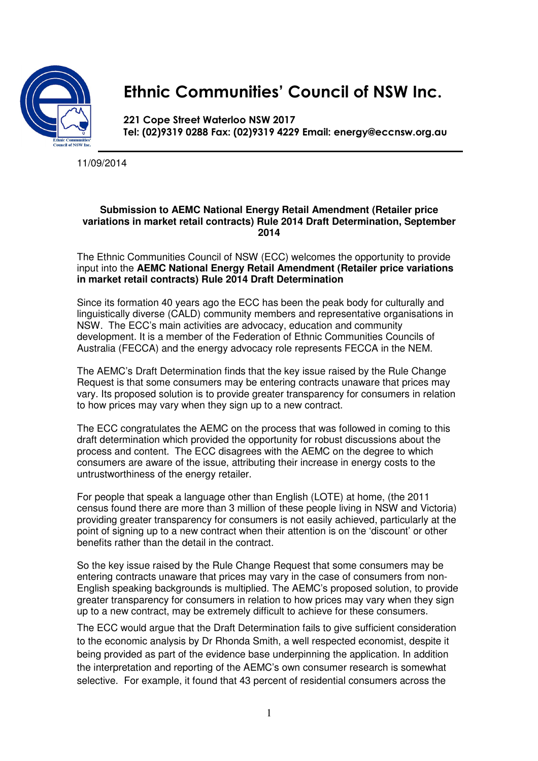# Ethnic Communities' Council of NSW Inc.

**221 Cope Street Waterloo NSW 2017**
**Tel: (02)9319 0288 Fax: (02)9319 4229 Email: energy@eccnsw.org.au**

11/09/2014

**Submission to AEMC National Energy Retail Amendment (Retailer price variations in market retail contracts) Rule 2014 Draft Determination, September 2014**

The Ethnic Communities Council of NSW (ECC) welcomes the opportunity to provide input into the **AEMC National Energy Retail Amendment (Retailer price variations in market retail contracts) Rule 2014 Draft Determination**

Since its formation 40 years ago the ECC has been the peak body for culturally and linguistically diverse (CALD) community members and representative organisations in NSW. The ECC's main activities are advocacy, education and community development. It is a member of the Federation of Ethnic Communities Councils of Australia (FECCA) and the energy advocacy role represents FECCA in the NEM.

The AEMC's Draft Determination finds that the key issue raised by the Rule Change Request is that some consumers may be entering contracts unaware that prices may vary. Its proposed solution is to provide greater transparency for consumers in relation to how prices may vary when they sign up to a new contract.

The ECC congratulates the AEMC on the process that was followed in coming to this draft determination which provided the opportunity for robust discussions about the process and content. The ECC disagrees with the AEMC on the degree to which consumers are aware of the issue, attributing their increase in energy costs to the untrustworthiness of the energy retailer.

For people that speak a language other than English (LOTE) at home, (the 2011 census found there are more than 3 million of these people living in NSW and Victoria) providing greater transparency for consumers is not easily achieved, particularly at the point of signing up to a new contract when their attention is on the 'discount' or other benefits rather than the detail in the contract.

So the key issue raised by the Rule Change Request that some consumers may be entering contracts unaware that prices may vary in the case of consumers from non-English speaking backgrounds is multiplied. The AEMC's proposed solution, to provide greater transparency for consumers in relation to how prices may vary when they sign up to a new contract, may be extremely difficult to achieve for these consumers.

The ECC would argue that the Draft Determination fails to give sufficient consideration to the economic analysis by Dr Rhonda Smith, a well respected economist, despite it being provided as part of the evidence base underpinning the application. In addition the interpretation and reporting of the AEMC's own consumer research is somewhat selective. For example, it found that 43 percent of residential consumers across the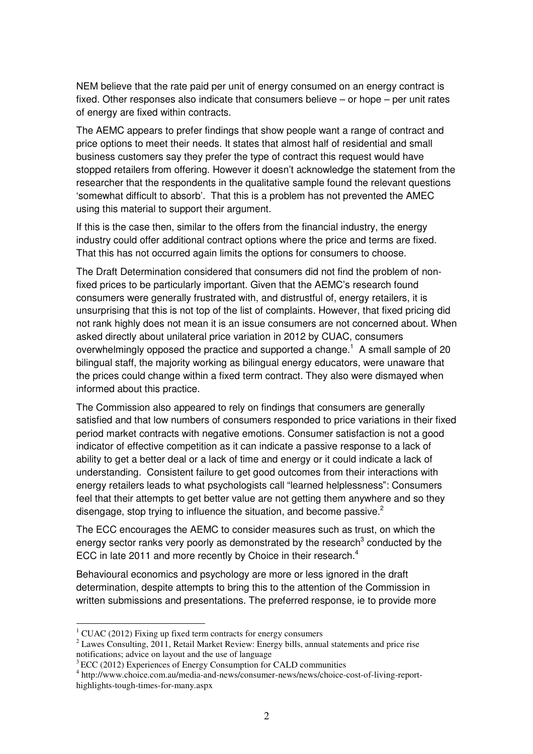NEM believe that the rate paid per unit of energy consumed on an energy contract is fixed. Other responses also indicate that consumers believe – or hope – per unit rates of energy are fixed within contracts.

The AEMC appears to prefer findings that show people want a range of contract and price options to meet their needs. It states that almost half of residential and small business customers say they prefer the type of contract this request would have stopped retailers from offering. However it doesn't acknowledge the statement from the researcher that the respondents in the qualitative sample found the relevant questions 'somewhat difficult to absorb'. That this is a problem has not prevented the AMEC using this material to support their argument.

If this is the case then, similar to the offers from the financial industry, the energy industry could offer additional contract options where the price and terms are fixed. That this has not occurred again limits the options for consumers to choose.

The Draft Determination considered that consumers did not find the problem of non-fixed prices to be particularly important. Given that the AEMC's research found consumers were generally frustrated with, and distrustful of, energy retailers, it is unsurprising that this is not top of the list of complaints. However, that fixed pricing did not rank highly does not mean it is an issue consumers are not concerned about. When asked directly about unilateral price variation in 2012 by CUAC, consumers overwhelmingly opposed the practice and supported a change.[1] A small sample of 20 bilingual staff, the majority working as bilingual energy educators, were unaware that the prices could change within a fixed term contract. They also were dismayed when informed about this practice.

The Commission also appeared to rely on findings that consumers are generally satisfied and that low numbers of consumers responded to price variations in their fixed period market contracts with negative emotions. Consumer satisfaction is not a good indicator of effective competition as it can indicate a passive response to a lack of ability to get a better deal or a lack of time and energy or it could indicate a lack of understanding. Consistent failure to get good outcomes from their interactions with energy retailers leads to what psychologists call "learned helplessness": Consumers feel that their attempts to get better value are not getting them anywhere and so they disengage, stop trying to influence the situation, and become passive.[2]

The ECC encourages the AEMC to consider measures such as trust, on which the energy sector ranks very poorly as demonstrated by the research[3] conducted by the ECC in late 2011 and more recently by Choice in their research.[4]

Behavioural economics and psychology are more or less ignored in the draft determination, despite attempts to bring this to the attention of the Commission in written submissions and presentations. The preferred response, ie to provide more

---

[1] CUAC (2012) Fixing up fixed term contracts for energy consumers

[2] Lawes Consulting, 2011, Retail Market Review: Energy bills, annual statements and price rise notifications; advice on layout and the use of language

[3] ECC (2012) Experiences of Energy Consumption for CALD communities

[4] http://www.choice.com.au/media-and-news/consumer-news/news/choice-cost-of-living-report-highlights-tough-times-for-many.aspx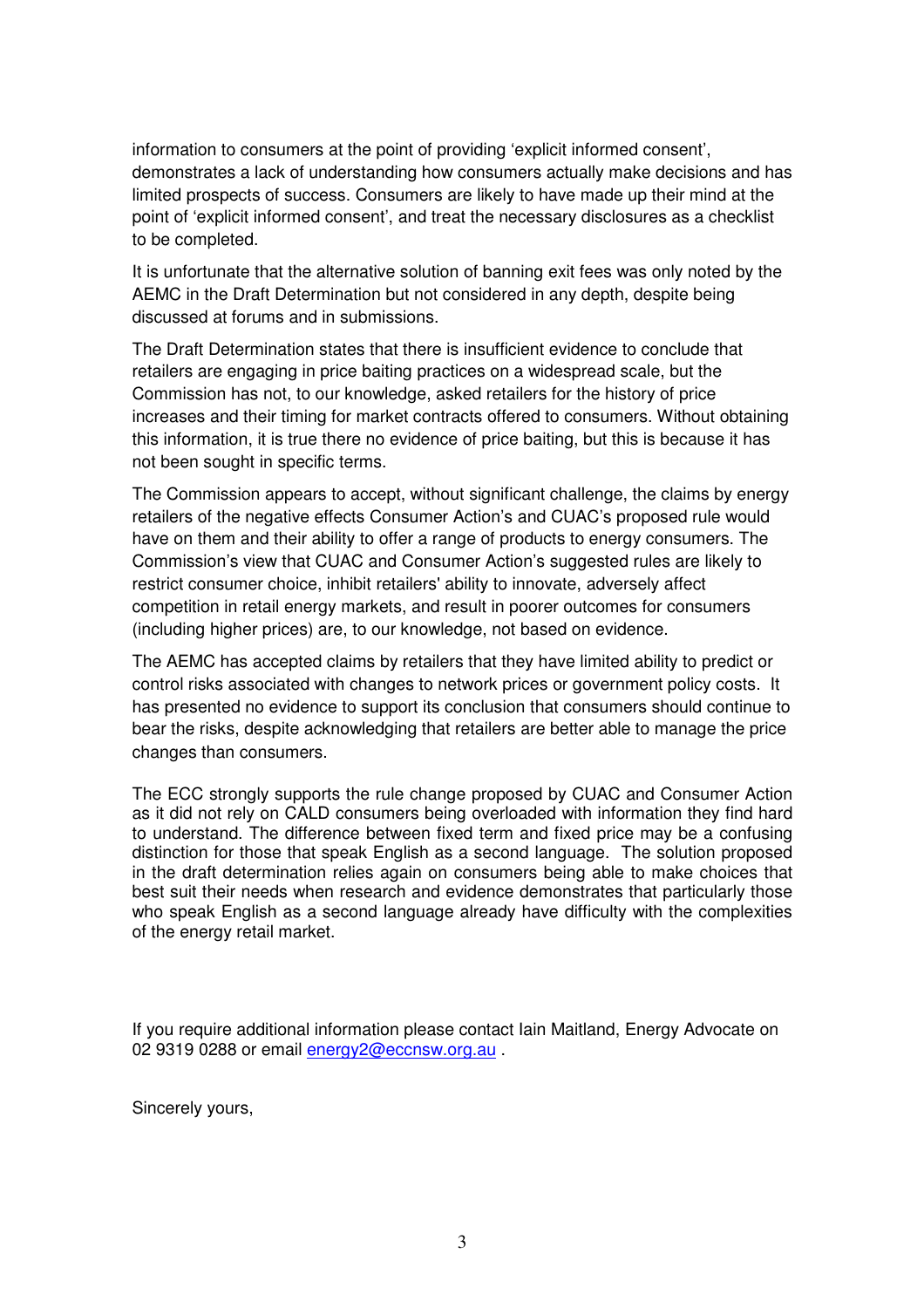information to consumers at the point of providing 'explicit informed consent', demonstrates a lack of understanding how consumers actually make decisions and has limited prospects of success. Consumers are likely to have made up their mind at the point of 'explicit informed consent', and treat the necessary disclosures as a checklist to be completed.

It is unfortunate that the alternative solution of banning exit fees was only noted by the AEMC in the Draft Determination but not considered in any depth, despite being discussed at forums and in submissions.

The Draft Determination states that there is insufficient evidence to conclude that retailers are engaging in price baiting practices on a widespread scale, but the Commission has not, to our knowledge, asked retailers for the history of price increases and their timing for market contracts offered to consumers. Without obtaining this information, it is true there no evidence of price baiting, but this is because it has not been sought in specific terms.

The Commission appears to accept, without significant challenge, the claims by energy retailers of the negative effects Consumer Action's and CUAC's proposed rule would have on them and their ability to offer a range of products to energy consumers. The Commission's view that CUAC and Consumer Action's suggested rules are likely to restrict consumer choice, inhibit retailers' ability to innovate, adversely affect competition in retail energy markets, and result in poorer outcomes for consumers (including higher prices) are, to our knowledge, not based on evidence.

The AEMC has accepted claims by retailers that they have limited ability to predict or control risks associated with changes to network prices or government policy costs. It has presented no evidence to support its conclusion that consumers should continue to bear the risks, despite acknowledging that retailers are better able to manage the price changes than consumers.

The ECC strongly supports the rule change proposed by CUAC and Consumer Action as it did not rely on CALD consumers being overloaded with information they find hard to understand. The difference between fixed term and fixed price may be a confusing distinction for those that speak English as a second language. The solution proposed in the draft determination relies again on consumers being able to make choices that best suit their needs when research and evidence demonstrates that particularly those who speak English as a second language already have difficulty with the complexities of the energy retail market.

If you require additional information please contact Iain Maitland, Energy Advocate on 02 9319 0288 or email energy2@eccnsw.org.au .

Sincerely yours,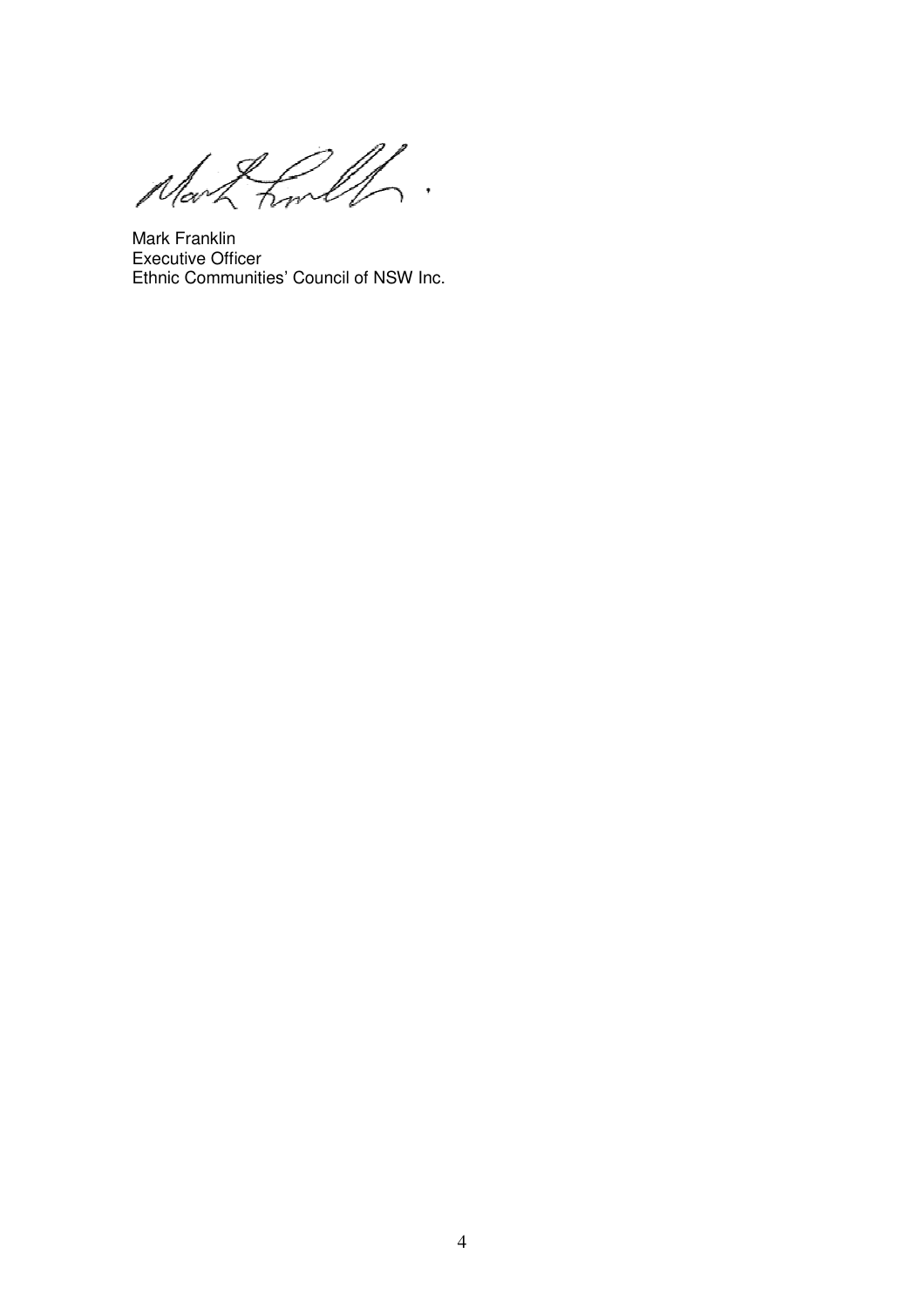Mark Franklin
Executive Officer
Ethnic Communities' Council of NSW Inc.